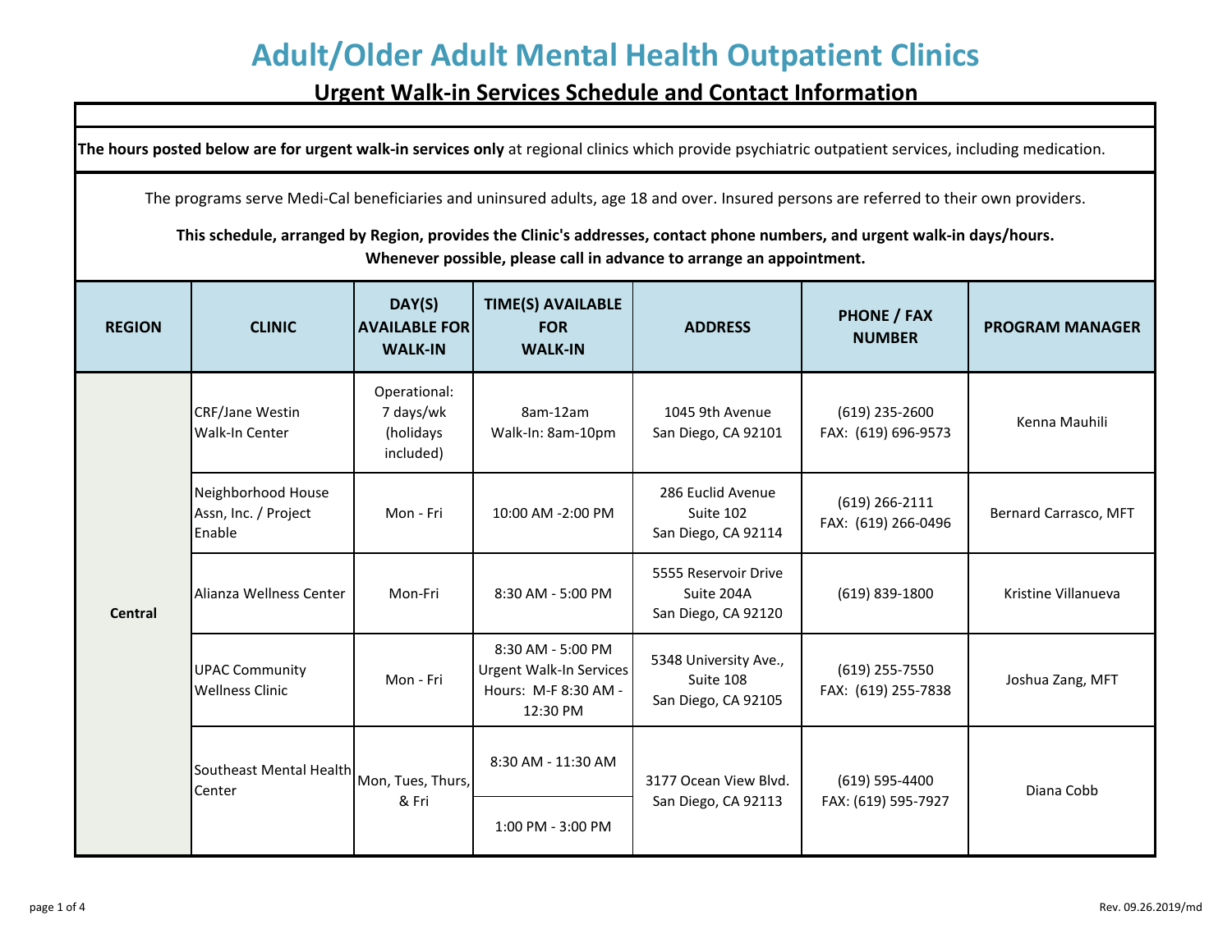# Adult/Older Adult Mental Health Outpatient Clinics

## Urgent Walk-in Services Schedule and Contact Information

**The hours posted below are for urgent walk-in services only** at regional clinics which provide psychiatric outpatient services, including medication.

The programs serve Medi-Cal beneficiaries and uninsured adults, age 18 and over. Insured persons are referred to their own providers.

**This schedule, arranged by Region, provides the Clinic's addresses, contact phone numbers, and urgent walk-in days/hours. Whenever possible, please call in advance to arrange an appointment.**

| REGION | CLINIC | DAY(S) AVAILABLE FOR WALK-IN | TIME(S) AVAILABLE FOR WALK-IN | ADDRESS | PHONE / FAX NUMBER | PROGRAM MANAGER |
|---|---|---|---|---|---|---|
| Central | CRF/Jane Westin Walk-In Center | Operational: 7 days/wk (holidays included) | 8am-12am<br>Walk-In: 8am-10pm | 1045 9th Avenue<br>San Diego, CA 92101 | (619) 235-2600<br>FAX: (619) 696-9573 | Kenna Mauhili |
| | Neighborhood House Assn, Inc. / Project Enable | Mon - Fri | 10:00 AM -2:00 PM | 286 Euclid Avenue<br>Suite 102<br>San Diego, CA 92114 | (619) 266-2111<br>FAX: (619) 266-0496 | Bernard Carrasco, MFT |
| | Alianza Wellness Center | Mon-Fri | 8:30 AM - 5:00 PM | 5555 Reservoir Drive<br>Suite 204A<br>San Diego, CA 92120 | (619) 839-1800 | Kristine Villanueva |
| | UPAC Community Wellness Clinic | Mon - Fri | 8:30 AM - 5:00 PM<br>Urgent Walk-In Services Hours: M-F 8:30 AM - 12:30 PM | 5348 University Ave.,<br>Suite 108<br>San Diego, CA 92105 | (619) 255-7550<br>FAX: (619) 255-7838 | Joshua Zang, MFT |
| | Southeast Mental Health Center | Mon, Tues, Thurs, & Fri | 8:30 AM - 11:30 AM<br>1:00 PM - 3:00 PM | 3177 Ocean View Blvd.<br>San Diego, CA 92113 | (619) 595-4400<br>FAX: (619) 595-7927 | Diana Cobb |

Rev. 09.26.2019/md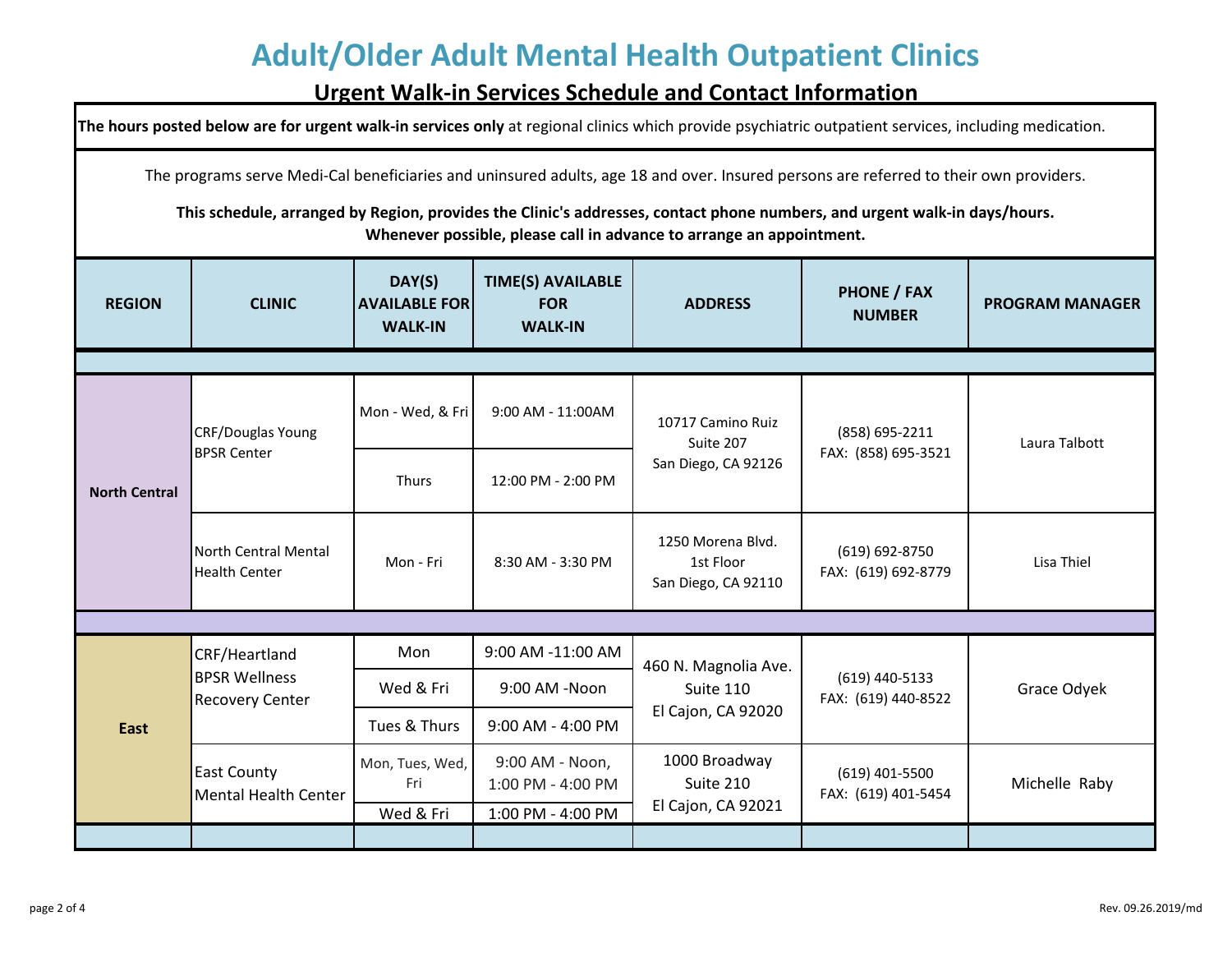# Adult/Older Adult Mental Health Outpatient Clinics

## Urgent Walk-in Services Schedule and Contact Information

**The hours posted below are for urgent walk-in services only** at regional clinics which provide psychiatric outpatient services, including medication.

The programs serve Medi-Cal beneficiaries and uninsured adults, age 18 and over. Insured persons are referred to their own providers.

**This schedule, arranged by Region, provides the Clinic's addresses, contact phone numbers, and urgent walk-in days/hours. Whenever possible, please call in advance to arrange an appointment.**

| REGION | CLINIC | DAY(S) AVAILABLE FOR WALK-IN | TIME(S) AVAILABLE FOR WALK-IN | ADDRESS | PHONE / FAX NUMBER | PROGRAM MANAGER |
|---|---|---|---|---|---|---|
| North Central | CRF/Douglas Young BPSR Center | Mon - Wed, & Fri | 9:00 AM - 11:00AM | 10717 Camino Ruiz Suite 207 San Diego, CA 92126 | (858) 695-2211 FAX: (858) 695-3521 | Laura Talbott |
| | | Thurs | 12:00 PM - 2:00 PM | | | |
| | North Central Mental Health Center | Mon - Fri | 8:30 AM - 3:30 PM | 1250 Morena Blvd. 1st Floor San Diego, CA 92110 | (619) 692-8750 FAX: (619) 692-8779 | Lisa Thiel |
| East | CRF/Heartland BPSR Wellness Recovery Center | Mon | 9:00 AM -11:00 AM | 460 N. Magnolia Ave. Suite 110 El Cajon, CA 92020 | (619) 440-5133 FAX: (619) 440-8522 | Grace Odyek |
| | | Wed & Fri | 9:00 AM -Noon | | | |
| | | Tues & Thurs | 9:00 AM - 4:00 PM | | | |
| | East County Mental Health Center | Mon, Tues, Wed, Fri | 9:00 AM - Noon, 1:00 PM - 4:00 PM | 1000 Broadway Suite 210 El Cajon, CA 92021 | (619) 401-5500 FAX: (619) 401-5454 | Michelle Raby |
| | | Wed & Fri | 1:00 PM - 4:00 PM | | | |

Rev. 09.26.2019/md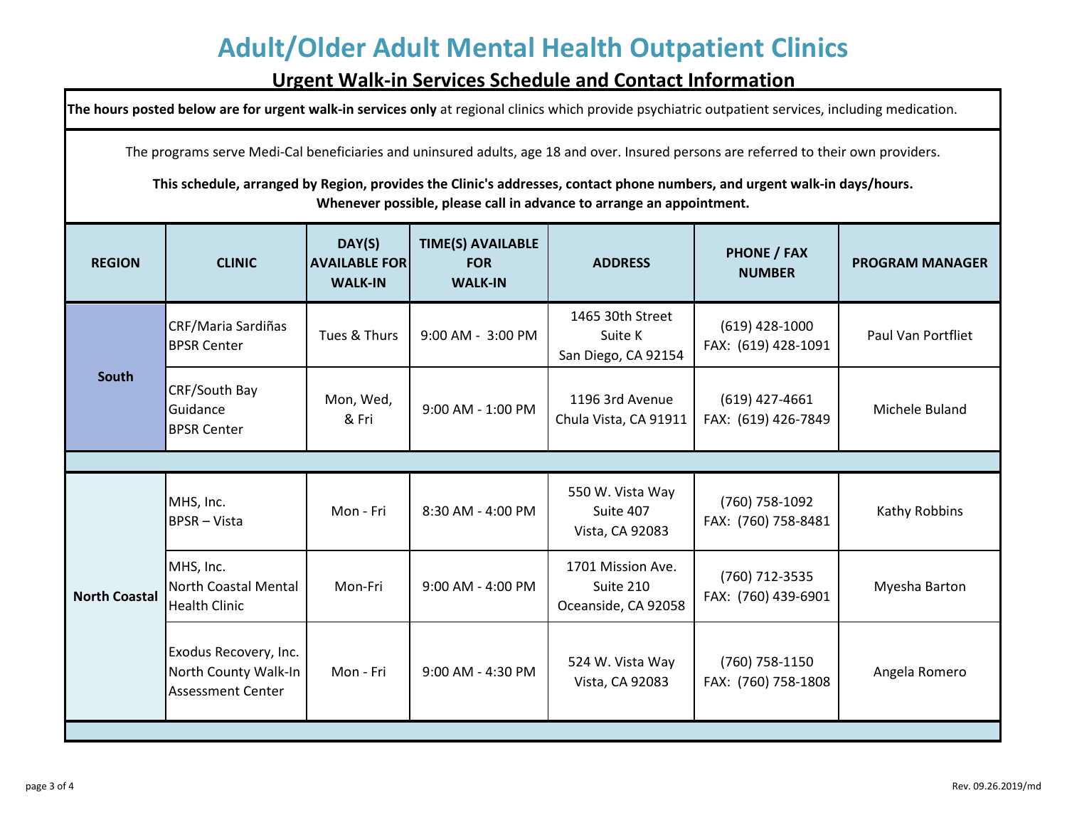# Adult/Older Adult Mental Health Outpatient Clinics

## Urgent Walk-in Services Schedule and Contact Information

**The hours posted below are for urgent walk-in services only** at regional clinics which provide psychiatric outpatient services, including medication.

The programs serve Medi-Cal beneficiaries and uninsured adults, age 18 and over. Insured persons are referred to their own providers.

**This schedule, arranged by Region, provides the Clinic's addresses, contact phone numbers, and urgent walk-in days/hours.**
**Whenever possible, please call in advance to arrange an appointment.**

| REGION | CLINIC | DAY(S) AVAILABLE FOR WALK-IN | TIME(S) AVAILABLE FOR WALK-IN | ADDRESS | PHONE / FAX NUMBER | PROGRAM MANAGER |
|---|---|---|---|---|---|---|
| South | CRF/Maria Sardiñas BPSR Center | Tues & Thurs | 9:00 AM - 3:00 PM | 1465 30th Street Suite K San Diego, CA 92154 | (619) 428-1000 FAX: (619) 428-1091 | Paul Van Portfliet |
| | CRF/South Bay Guidance BPSR Center | Mon, Wed, & Fri | 9:00 AM - 1:00 PM | 1196 3rd Avenue Chula Vista, CA 91911 | (619) 427-4661 FAX: (619) 426-7849 | Michele Buland |
| North Coastal | MHS, Inc. BPSR – Vista | Mon - Fri | 8:30 AM - 4:00 PM | 550 W. Vista Way Suite 407 Vista, CA 92083 | (760) 758-1092 FAX: (760) 758-8481 | Kathy Robbins |
| | MHS, Inc. North Coastal Mental Health Clinic | Mon-Fri | 9:00 AM - 4:00 PM | 1701 Mission Ave. Suite 210 Oceanside, CA 92058 | (760) 712-3535 FAX: (760) 439-6901 | Myesha Barton |
| | Exodus Recovery, Inc. North County Walk-In Assessment Center | Mon - Fri | 9:00 AM - 4:30 PM | 524 W. Vista Way Vista, CA 92083 | (760) 758-1150 FAX: (760) 758-1808 | Angela Romero |

Rev. 09.26.2019/md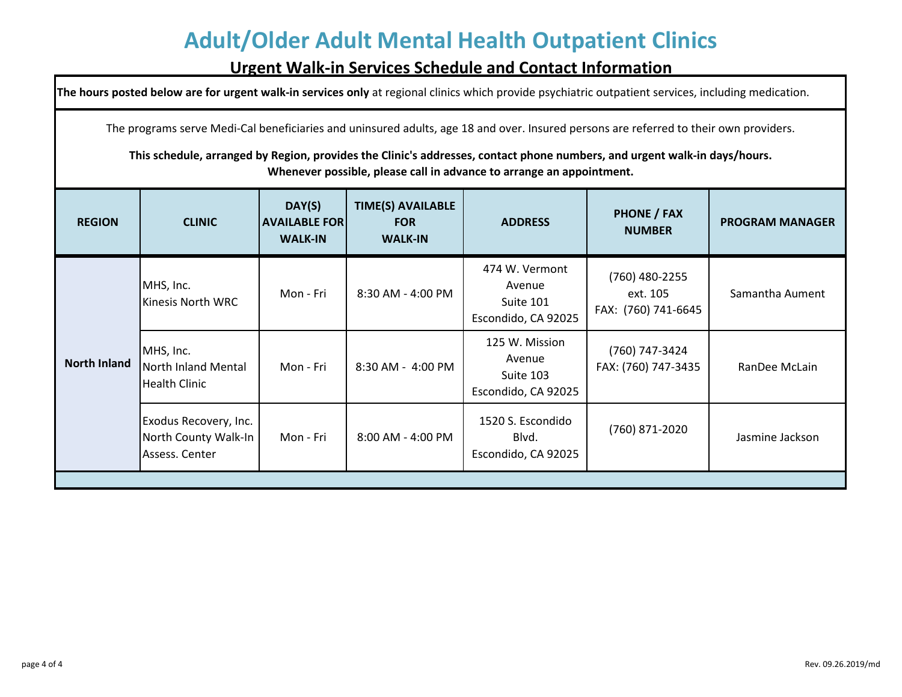# Adult/Older Adult Mental Health Outpatient Clinics

## Urgent Walk-in Services Schedule and Contact Information

**The hours posted below are for urgent walk-in services only** at regional clinics which provide psychiatric outpatient services, including medication.

The programs serve Medi-Cal beneficiaries and uninsured adults, age 18 and over. Insured persons are referred to their own providers.

**This schedule, arranged by Region, provides the Clinic's addresses, contact phone numbers, and urgent walk-in days/hours. Whenever possible, please call in advance to arrange an appointment.**

| REGION | CLINIC | DAY(S) AVAILABLE FOR WALK-IN | TIME(S) AVAILABLE FOR WALK-IN | ADDRESS | PHONE / FAX NUMBER | PROGRAM MANAGER |
|---|---|---|---|---|---|---|
| North Inland | MHS, Inc. Kinesis North WRC | Mon - Fri | 8:30 AM - 4:00 PM | 474 W. Vermont Avenue Suite 101 Escondido, CA 92025 | (760) 480-2255 ext. 105 FAX: (760) 741-6645 | Samantha Aument |
| | MHS, Inc. North Inland Mental Health Clinic | Mon - Fri | 8:30 AM - 4:00 PM | 125 W. Mission Avenue Suite 103 Escondido, CA 92025 | (760) 747-3424 FAX: (760) 747-3435 | RanDee McLain |
| | Exodus Recovery, Inc. North County Walk-In Assess. Center | Mon - Fri | 8:00 AM - 4:00 PM | 1520 S. Escondido Blvd. Escondido, CA 92025 | (760) 871-2020 | Jasmine Jackson |

Rev. 09.26.2019/md